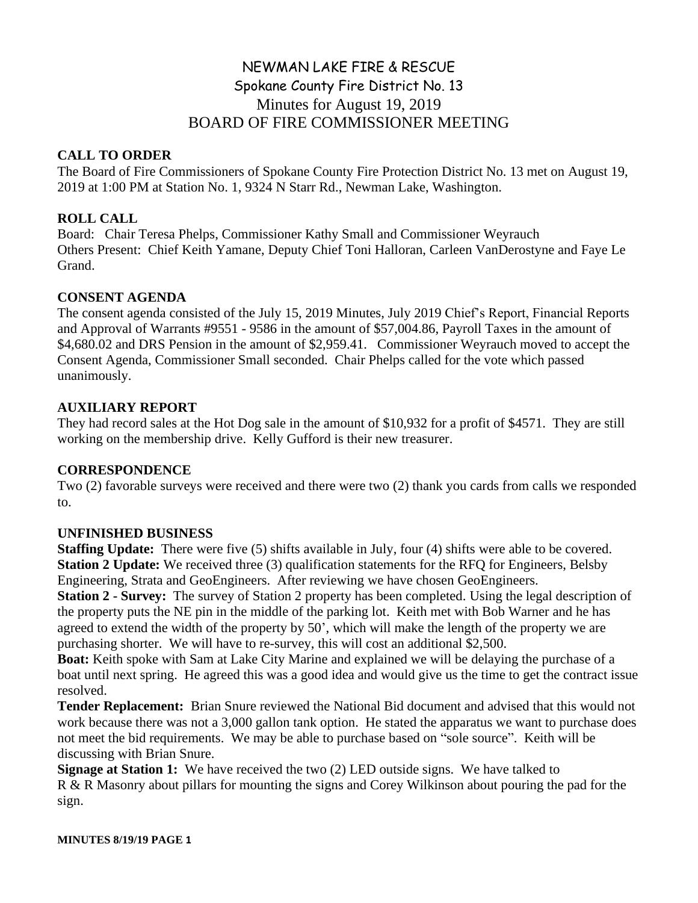# NEWMAN LAKE FIRE & RESCUE

## Spokane County Fire District No. 13

## Minutes for August 19, 2019

## BOARD OF FIRE COMMISSIONER MEETING

**CALL TO ORDER**

The Board of Fire Commissioners of Spokane County Fire Protection District No. 13 met on August 19, 2019 at 1:00 PM at Station No. 1, 9324 N Starr Rd., Newman Lake, Washington.

**ROLL CALL**

Board: Chair Teresa Phelps, Commissioner Kathy Small and Commissioner Weyrauch

Others Present: Chief Keith Yamane, Deputy Chief Toni Halloran, Carleen VanDerostyne and Faye Le Grand.

**CONSENT AGENDA**

The consent agenda consisted of the July 15, 2019 Minutes, July 2019 Chief's Report, Financial Reports and Approval of Warrants #9551 - 9586 in the amount of $57,004.86, Payroll Taxes in the amount of $4,680.02 and DRS Pension in the amount of $2,959.41. Commissioner Weyrauch moved to accept the Consent Agenda, Commissioner Small seconded. Chair Phelps called for the vote which passed unanimously.

**AUXILIARY REPORT**

They had record sales at the Hot Dog sale in the amount of $10,932 for a profit of $4571. They are still working on the membership drive. Kelly Gufford is their new treasurer.

**CORRESPONDENCE**

Two (2) favorable surveys were received and there were two (2) thank you cards from calls we responded to.

**UNFINISHED BUSINESS**

**Staffing Update:** There were five (5) shifts available in July, four (4) shifts were able to be covered.

**Station 2 Update:** We received three (3) qualification statements for the RFQ for Engineers, Belsby Engineering, Strata and GeoEngineers. After reviewing we have chosen GeoEngineers.

**Station 2 - Survey:** The survey of Station 2 property has been completed. Using the legal description of the property puts the NE pin in the middle of the parking lot. Keith met with Bob Warner and he has agreed to extend the width of the property by 50', which will make the length of the property we are purchasing shorter. We will have to re-survey, this will cost an additional $2,500.

**Boat:** Keith spoke with Sam at Lake City Marine and explained we will be delaying the purchase of a boat until next spring. He agreed this was a good idea and would give us the time to get the contract issue resolved.

**Tender Replacement:** Brian Snure reviewed the National Bid document and advised that this would not work because there was not a 3,000 gallon tank option. He stated the apparatus we want to purchase does not meet the bid requirements. We may be able to purchase based on "sole source". Keith will be discussing with Brian Snure.

**Signage at Station 1:** We have received the two (2) LED outside signs. We have talked to R & R Masonry about pillars for mounting the signs and Corey Wilkinson about pouring the pad for the sign.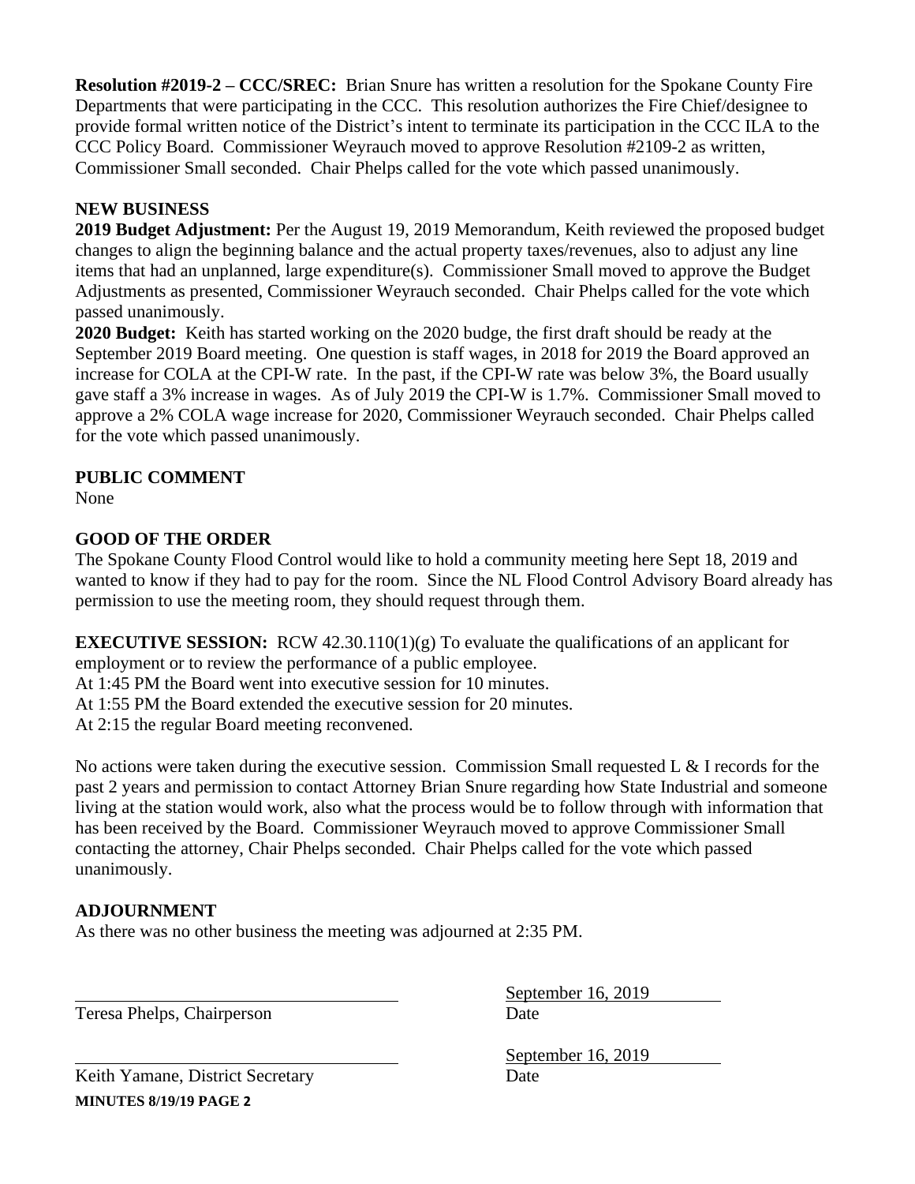**Resolution #2019-2 – CCC/SREC:** Brian Snure has written a resolution for the Spokane County Fire Departments that were participating in the CCC. This resolution authorizes the Fire Chief/designee to provide formal written notice of the District's intent to terminate its participation in the CCC ILA to the CCC Policy Board. Commissioner Weyrauch moved to approve Resolution #2109-2 as written, Commissioner Small seconded. Chair Phelps called for the vote which passed unanimously.

**NEW BUSINESS**

**2019 Budget Adjustment:** Per the August 19, 2019 Memorandum, Keith reviewed the proposed budget changes to align the beginning balance and the actual property taxes/revenues, also to adjust any line items that had an unplanned, large expenditure(s). Commissioner Small moved to approve the Budget Adjustments as presented, Commissioner Weyrauch seconded. Chair Phelps called for the vote which passed unanimously.

**2020 Budget:** Keith has started working on the 2020 budge, the first draft should be ready at the September 2019 Board meeting. One question is staff wages, in 2018 for 2019 the Board approved an increase for COLA at the CPI-W rate. In the past, if the CPI-W rate was below 3%, the Board usually gave staff a 3% increase in wages. As of July 2019 the CPI-W is 1.7%. Commissioner Small moved to approve a 2% COLA wage increase for 2020, Commissioner Weyrauch seconded. Chair Phelps called for the vote which passed unanimously.

**PUBLIC COMMENT**

None

**GOOD OF THE ORDER**

The Spokane County Flood Control would like to hold a community meeting here Sept 18, 2019 and wanted to know if they had to pay for the room. Since the NL Flood Control Advisory Board already has permission to use the meeting room, they should request through them.

**EXECUTIVE SESSION:** RCW 42.30.110(1)(g) To evaluate the qualifications of an applicant for employment or to review the performance of a public employee.
At 1:45 PM the Board went into executive session for 10 minutes.
At 1:55 PM the Board extended the executive session for 20 minutes.
At 2:15 the regular Board meeting reconvened.

No actions were taken during the executive session. Commission Small requested L & I records for the past 2 years and permission to contact Attorney Brian Snure regarding how State Industrial and someone living at the station would work, also what the process would be to follow through with information that has been received by the Board. Commissioner Weyrauch moved to approve Commissioner Small contacting the attorney, Chair Phelps seconded. Chair Phelps called for the vote which passed unanimously.

**ADJOURNMENT**

As there was no other business the meeting was adjourned at 2:35 PM.

| | |
|---|---|
| Teresa Phelps, Chairperson | September 16, 2019<br>Date |
| Keith Yamane, District Secretary | September 16, 2019<br>Date |

**MINUTES 8/19/19 PAGE 2**